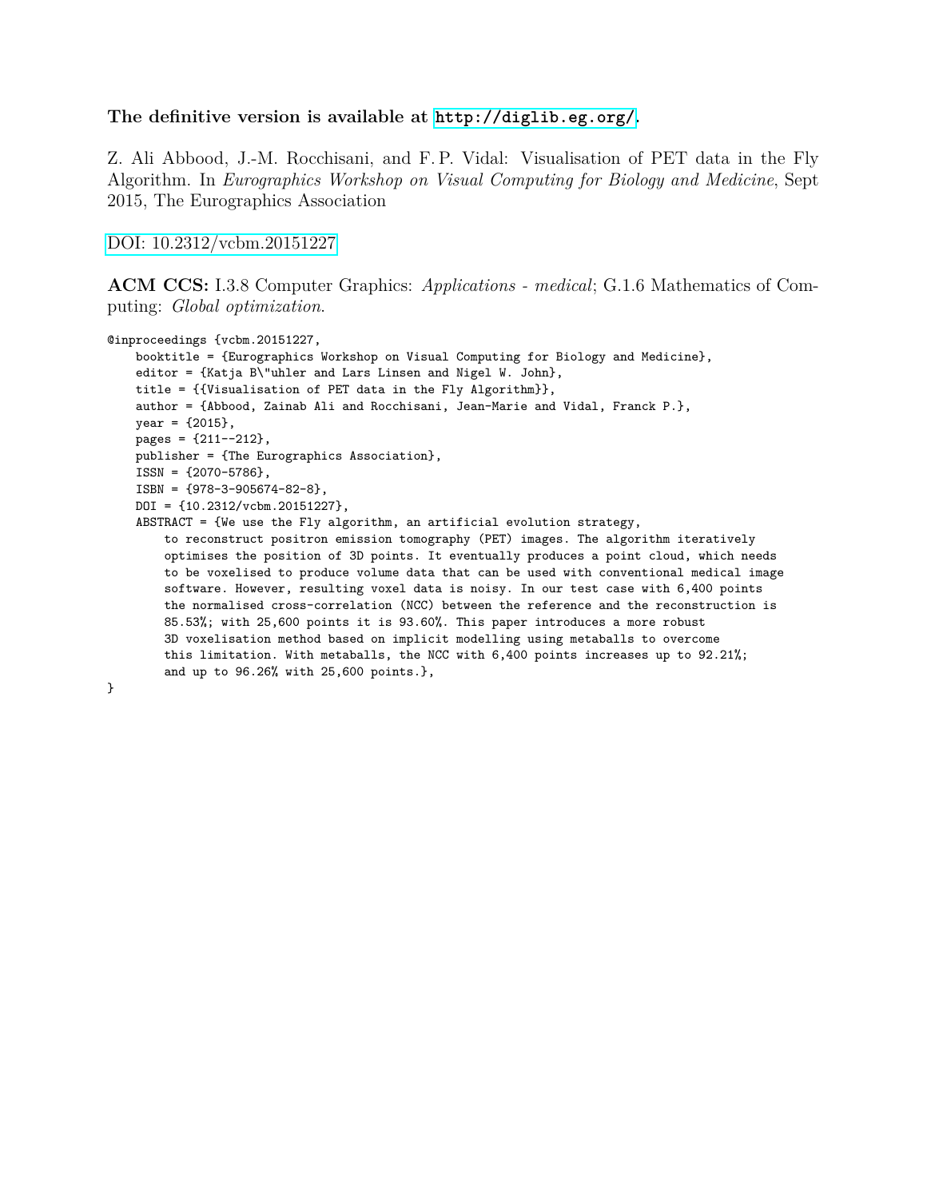**The definitive version is available at http://diglib.eg.org/.**

Z. Ali Abbood, J.-M. Rocchisani, and F. P. Vidal: Visualisation of PET data in the Fly Algorithm. In *Eurographics Workshop on Visual Computing for Biology and Medicine*, Sept 2015, The Eurographics Association

DOI: 10.2312/vcbm.20151227

**ACM CCS:** I.3.8 Computer Graphics: *Applications - medical*; G.1.6 Mathematics of Computing: *Global optimization*.

```
@inproceedings {vcbm.20151227,
    booktitle = {Eurographics Workshop on Visual Computing for Biology and Medicine},
    editor = {Katja B\"uhler and Lars Linsen and Nigel W. John},
    title = {{Visualisation of PET data in the Fly Algorithm}},
    author = {Abbood, Zainab Ali and Rocchisani, Jean-Marie and Vidal, Franck P.},
    year = {2015},
    pages = {211--212},
    publisher = {The Eurographics Association},
    ISSN = {2070-5786},
    ISBN = {978-3-905674-82-8},
    DOI = {10.2312/vcbm.20151227},
    ABSTRACT = {We use the Fly algorithm, an artificial evolution strategy,
        to reconstruct positron emission tomography (PET) images. The algorithm iteratively
        optimises the position of 3D points. It eventually produces a point cloud, which needs
        to be voxelised to produce volume data that can be used with conventional medical image
        software. However, resulting voxel data is noisy. In our test case with 6,400 points
        the normalised cross-correlation (NCC) between the reference and the reconstruction is
        85.53%; with 25,600 points it is 93.60%. This paper introduces a more robust
        3D voxelisation method based on implicit modelling using metaballs to overcome
        this limitation. With metaballs, the NCC with 6,400 points increases up to 92.21%;
        and up to 96.26% with 25,600 points.},
}
```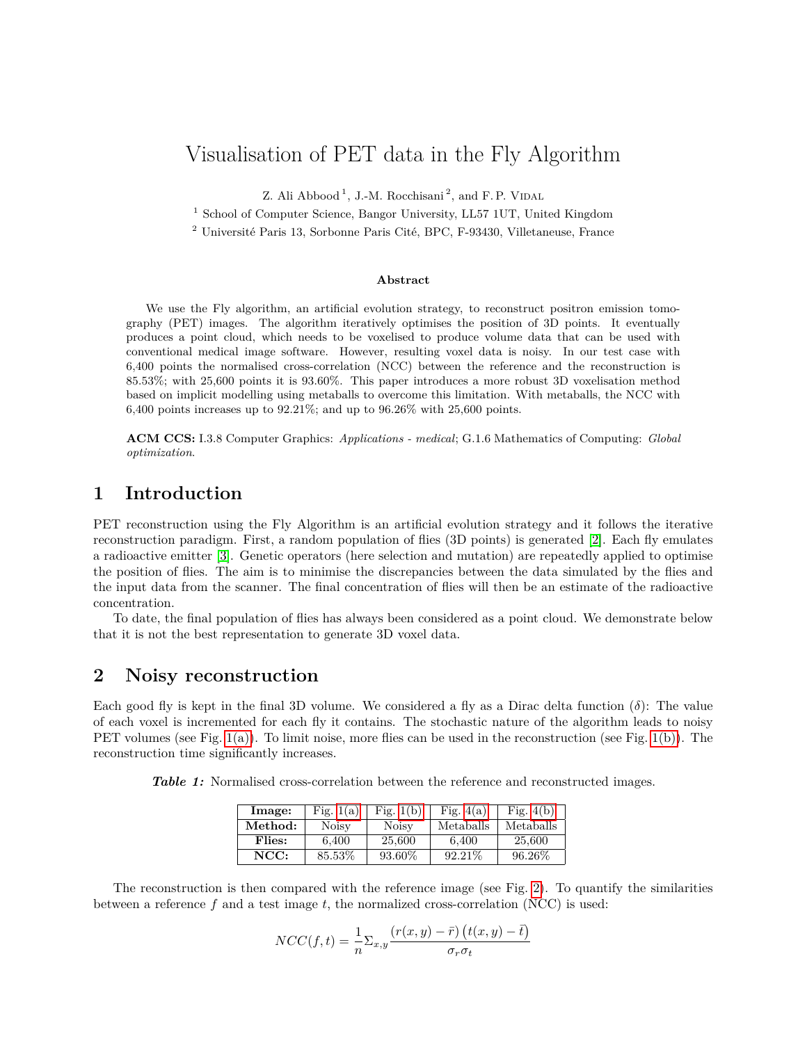# Visualisation of PET data in the Fly Algorithm

Z. Ali Abbood [1], J.-M. Rocchisani [2], and F. P. Vidal

[1] School of Computer Science, Bangor University, LL57 1UT, United Kingdom

[2] Université Paris 13, Sorbonne Paris Cité, BPC, F-93430, Villetaneuse, France

**Abstract**

We use the Fly algorithm, an artificial evolution strategy, to reconstruct positron emission tomography (PET) images. The algorithm iteratively optimises the position of 3D points. It eventually produces a point cloud, which needs to be voxelised to produce volume data that can be used with conventional medical image software. However, resulting voxel data is noisy. In our test case with 6,400 points the normalised cross-correlation (NCC) between the reference and the reconstruction is 85.53%; with 25,600 points it is 93.60%. This paper introduces a more robust 3D voxelisation method based on implicit modelling using metaballs to overcome this limitation. With metaballs, the NCC with 6,400 points increases up to 92.21%; and up to 96.26% with 25,600 points.

**ACM CCS:** I.3.8 Computer Graphics: *Applications - medical*; G.1.6 Mathematics of Computing: *Global optimization*.

## 1 Introduction

PET reconstruction using the Fly Algorithm is an artificial evolution strategy and it follows the iterative reconstruction paradigm. First, a random population of flies (3D points) is generated [2]. Each fly emulates a radioactive emitter [3]. Genetic operators (here selection and mutation) are repeatedly applied to optimise the position of flies. The aim is to minimise the discrepancies between the data simulated by the flies and the input data from the scanner. The final concentration of flies will then be an estimate of the radioactive concentration.

To date, the final population of flies has always been considered as a point cloud. We demonstrate below that it is not the best representation to generate 3D voxel data.

## 2 Noisy reconstruction

Each good fly is kept in the final 3D volume. We considered a fly as a Dirac delta function ($\delta$): The value of each voxel is incremented for each fly it contains. The stochastic nature of the algorithm leads to noisy PET volumes (see Fig. 1(a)). To limit noise, more flies can be used in the reconstruction (see Fig. 1(b)). The reconstruction time significantly increases.

***Table 1:*** Normalised cross-correlation between the reference and reconstructed images.

| **Image:** | Fig. 1(a) | Fig. 1(b) | Fig. 4(a) | Fig. 4(b) |
|---|---|---|---|---|
| **Method:** | Noisy | Noisy | Metaballs | Metaballs |
| **Flies:** | 6,400 | 25,600 | 6,400 | 25,600 |
| **NCC:** | 85.53% | 93.60% | 92.21% | 96.26% |

The reconstruction is then compared with the reference image (see Fig. 2). To quantify the similarities between a reference $f$ and a test image $t$, the normalized cross-correlation (NCC) is used:

$$NCC(f,t) = \frac{1}{n}\Sigma_{x,y}\frac{\left(r(x,y)-\bar{r}\right)\left(t(x,y)-\bar{t}\right)}{\sigma_r\sigma_t}$$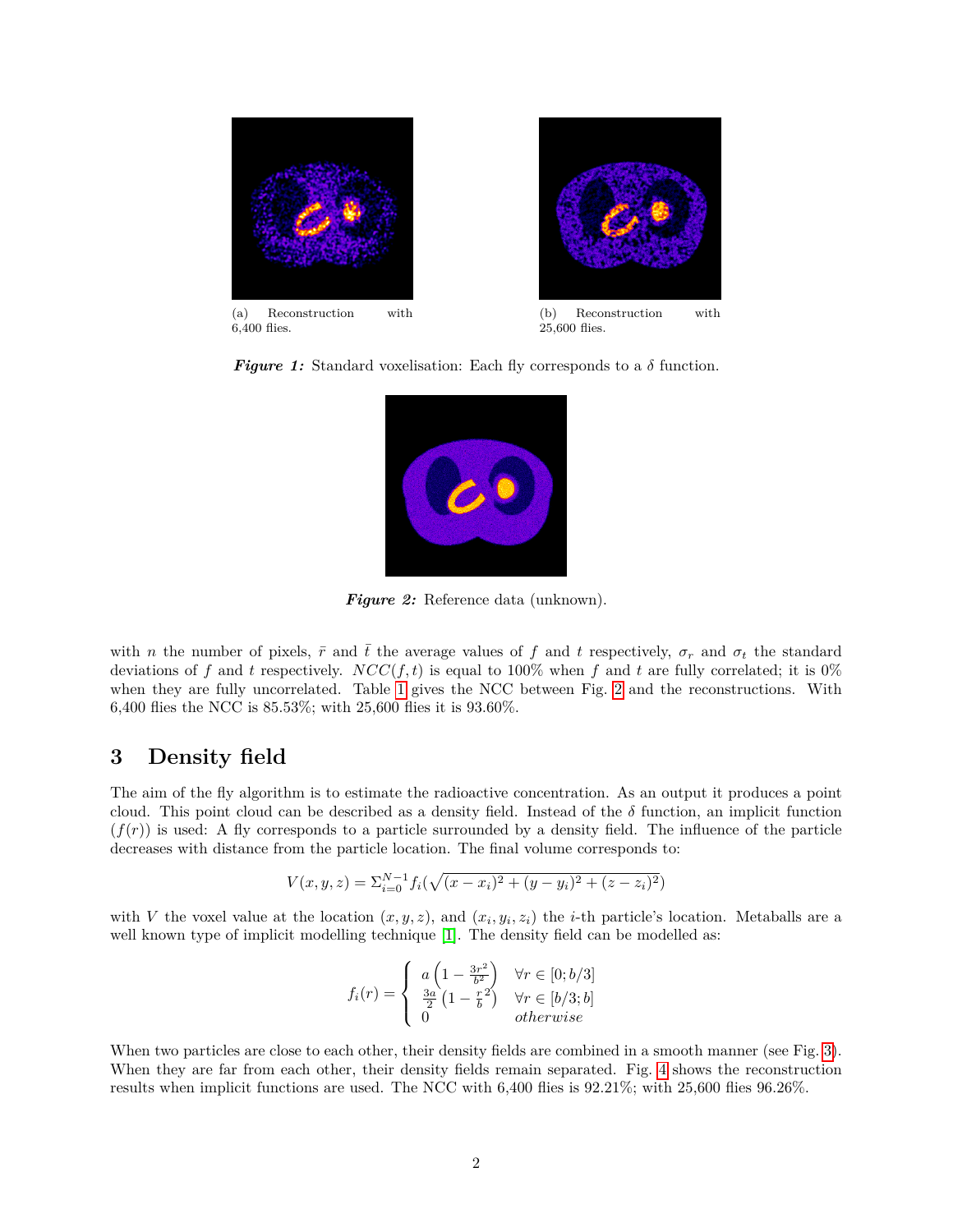(a) Reconstruction with 6,400 flies.

(b) Reconstruction with 25,600 flies.

***Figure 1:*** Standard voxelisation: Each fly corresponds to a $\delta$ function.

***Figure 2:*** Reference data (unknown).

with $n$ the number of pixels, $\bar{r}$ and $\bar{t}$ the average values of $f$ and $t$ respectively, $\sigma_r$ and $\sigma_t$ the standard deviations of $f$ and $t$ respectively. $NCC(f, t)$ is equal to 100% when $f$ and $t$ are fully correlated; it is 0% when they are fully uncorrelated. Table 1 gives the NCC between Fig. 2 and the reconstructions. With 6,400 flies the NCC is 85.53%; with 25,600 flies it is 93.60%.

## 3 Density field

The aim of the fly algorithm is to estimate the radioactive concentration. As an output it produces a point cloud. This point cloud can be described as a density field. Instead of the $\delta$ function, an implicit function ($f(r)$) is used: A fly corresponds to a particle surrounded by a density field. The influence of the particle decreases with distance from the particle location. The final volume corresponds to:

$$V(x, y, z) = \Sigma_{i=0}^{N-1} f_i(\sqrt{(x - x_i)^2 + (y - y_i)^2 + (z - z_i)^2})$$

with $V$ the voxel value at the location $(x, y, z)$, and $(x_i, y_i, z_i)$ the $i$-th particle's location. Metaballs are a well known type of implicit modelling technique [1]. The density field can be modelled as:

$$f_i(r) = \begin{cases} a\left(1 - \frac{3r^2}{b^2}\right) & \forall r \in [0; b/3] \\ \frac{3a}{2}\left(1 - \frac{r}{b}^2\right) & \forall r \in [b/3; b] \\ 0 & \textit{otherwise} \end{cases}$$

When two particles are close to each other, their density fields are combined in a smooth manner (see Fig. 3). When they are far from each other, their density fields remain separated. Fig. 4 shows the reconstruction results when implicit functions are used. The NCC with 6,400 flies is 92.21%; with 25,600 flies 96.26%.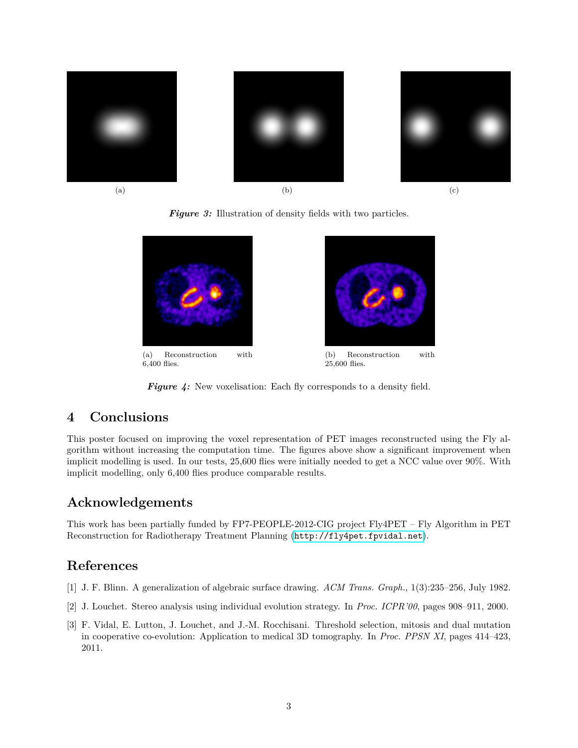(a)

(b)

(c)

***Figure 3:*** Illustration of density fields with two particles.

(a) Reconstruction with 6,400 flies.

(b) Reconstruction with 25,600 flies.

***Figure 4:*** New voxelisation: Each fly corresponds to a density field.

## 4 Conclusions

This poster focused on improving the voxel representation of PET images reconstructed using the Fly algorithm without increasing the computation time. The figures above show a significant improvement when implicit modelling is used. In our tests, 25,600 flies were initially needed to get a NCC value over 90%. With implicit modelling, only 6,400 flies produce comparable results.

## Acknowledgements

This work has been partially funded by FP7-PEOPLE-2012-CIG project Fly4PET – Fly Algorithm in PET Reconstruction for Radiotherapy Treatment Planning (`http://fly4pet.fpvidal.net`).

## References

[1] J. F. Blinn. A generalization of algebraic surface drawing. *ACM Trans. Graph.*, 1(3):235–256, July 1982.

[2] J. Louchet. Stereo analysis using individual evolution strategy. In *Proc. ICPR'00*, pages 908–911, 2000.

[3] F. Vidal, E. Lutton, J. Louchet, and J.-M. Rocchisani. Threshold selection, mitosis and dual mutation in cooperative co-evolution: Application to medical 3D tomography. In *Proc. PPSN XI*, pages 414–423, 2011.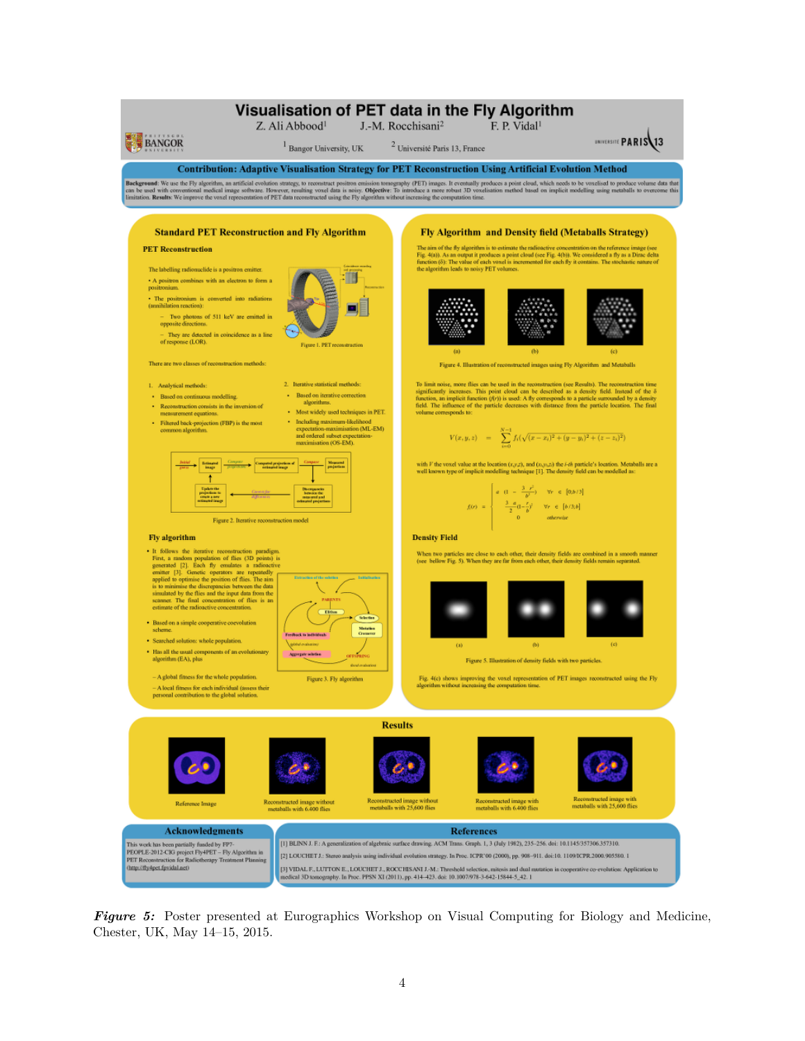# Visualisation of PET data in the Fly Algorithm

Z. Ali Abbood[1] J.-M. Rocchisani[2] F. P. Vidal[1]

[1] Bangor University, UK [2] Université Paris 13, France

## Contribution: Adaptive Visualisation Strategy for PET Reconstruction Using Artificial Evolution Method

**Background**: We use the Fly algorithm, an artificial evolution strategy, to reconstruct positron emission tomography (PET) images. It eventually produces a point cloud, which needs to be voxelised to produce volume data that can be used with conventional medical image software. However, resulting voxel data is noisy. **Objective**: To introduce a more robust 3D voxelisation method based on implicit modelling using metaballs to overcome this limitation. **Results**: We improve the voxel representation of PET data reconstructed using the Fly algorithm without increasing the computation time.

## Standard PET Reconstruction and Fly Algorithm

### PET Reconstruction

The labelling radionuclide is a positron emitter.

- A positron combines with an electron to form a positronium.
- The positronium is converted into radiations (annihilation reaction):
  - Two photons of 511 keV are emitted in opposite directions.
  - They are detected in coincidence as a line of response (LOR).

Figure 1. PET reconstruction

There are two classes of reconstruction methods:

1. Analytical methods:
   - Based on continuous modelling.
   - Reconstruction consists in the inversion of measurement equations.
   - Filtered back-projection (FBP) is the most common algorithm.
2. Iterative statistical methods:
   - Based on iterative correction algorithms.
   - Most widely used techniques in PET.
   - Including maximum-likelihood expectation-maximisation (ML-EM) and ordered subset expectation-maximisation (OS-EM).

Figure 2. Iterative reconstruction model

### Fly algorithm

- It follows the iterative reconstruction paradigm. First, a random population of flies (3D points) is generated [2]. Each fly emulates a radioactive emitter [3]. Genetic operators are repeatedly applied to optimise the position of flies. The aim is to minimise the discrepancies between the data simulated by the flies and the input data from the scanner. The final concentration of flies is an estimate of the radioactive concentration.
- Based on a simple cooperative coevolution scheme.
- Searched solution: whole population.
- Has all the usual components of an evolutionary algorithm (EA), plus
  - A global fitness for the whole population.
  - A local fitness for each individual (assess their personal contribution to the global solution.

Figure 3. Fly algorithm

## Fly Algorithm and Density field (Metaballs Strategy)

The aim of the fly algorithm is to estimate the radioactive concentration on the reference image (see Fig. 4(a)). As an output it produces a point cloud (see Fig. 4(b)). We considered a fly as a Dirac delta function ($\delta$). The value of each voxel is incremented for each fly it contains. The stochastic nature of the algorithm leads to noisy PET volumes.

Figure 4. Illustration of reconstructed images using Fly Algorithm and Metaballs

To limit noise, more flies can be used in the reconstruction (see Results). The reconstruction time significantly increases. This point cloud can be described as a density field. Instead of the $\delta$ function, an implicit function ($f(r)$) is used: A fly corresponds to a particle surrounded by a density field. The influence of the particle decreases with distance from the particle location. The final volume corresponds to:

$$V(x,y,z) = \sum_{i=0}^{N-1} f_i\left(\sqrt{(x-x_i)^2+(y-y_i)^2+(z-z_i)^2}\right)$$

with $V$ the voxel value at the location $(x,y,z)$, and $(x_i,y_i,z_i)$ the $i$-th particle's location. Metaballs are a well known type of implicit modelling technique [1]. The density field can be modelled as:

$$f_i(r) = \begin{cases} a\left(1-\frac{3r^2}{b^2}\right) & \forall r \in [0, b/3] \\ \frac{3}{2}a\left(1-\frac{r}{b}\right)^2 & \forall r \in [b/3, b] \\ 0 & otherwise \end{cases}$$

### Density Field

When two particles are close to each other, their density fields are combined in a smooth manner (see bellow Fig. 5). When they are far from each other, their density fields remain separated.

Figure 5. Illustration of density fields with two particles.

Fig. 4(c) shows improving the voxel representation of PET images reconstructed using the Fly algorithm without increasing the computation time.

## Results

Reference Image — Reconstructed image without metaballs with 6,400 flies — Reconstructed image without metaballs with 25,600 flies — Reconstructed image with metaballs with 6,400 flies — Reconstructed image with metaballs with 25,600 flies

## Acknowledgments

This work has been partially funded by FP7-PEOPLE-2012-CIG project Fly4PET – Fly Algorithm in PET Reconstruction for Radiotherapy Treatment Planning (http://fly4pet.fpvidal.net)

## References

[1] BLINN J. F.: A generalization of algebraic surface drawing. ACM Trans. Graph. 1, 3 (July 1982), 235–256. doi: 10.1145/357306.357310.

[2] LOUCHET J.: Stereo analysis using individual evolution strategy. In Proc. ICPR'00 (2000), pp. 908–911. doi:10.1109/ICPR.2000.905580.

[3] VIDAL F., LUTTON E., LOUCHET J., ROCCHISANI J.-M.: Threshold selection, mitosis and dual mutation in cooperative co-evolution: Application to medical 3D tomography. In Proc. PPSN XI (2011), pp. 414–423. doi: 10.1007/978-3-642-15844-5_42.

***Figure 5:*** Poster presented at Eurographics Workshop on Visual Computing for Biology and Medicine, Chester, UK, May 14–15, 2015.